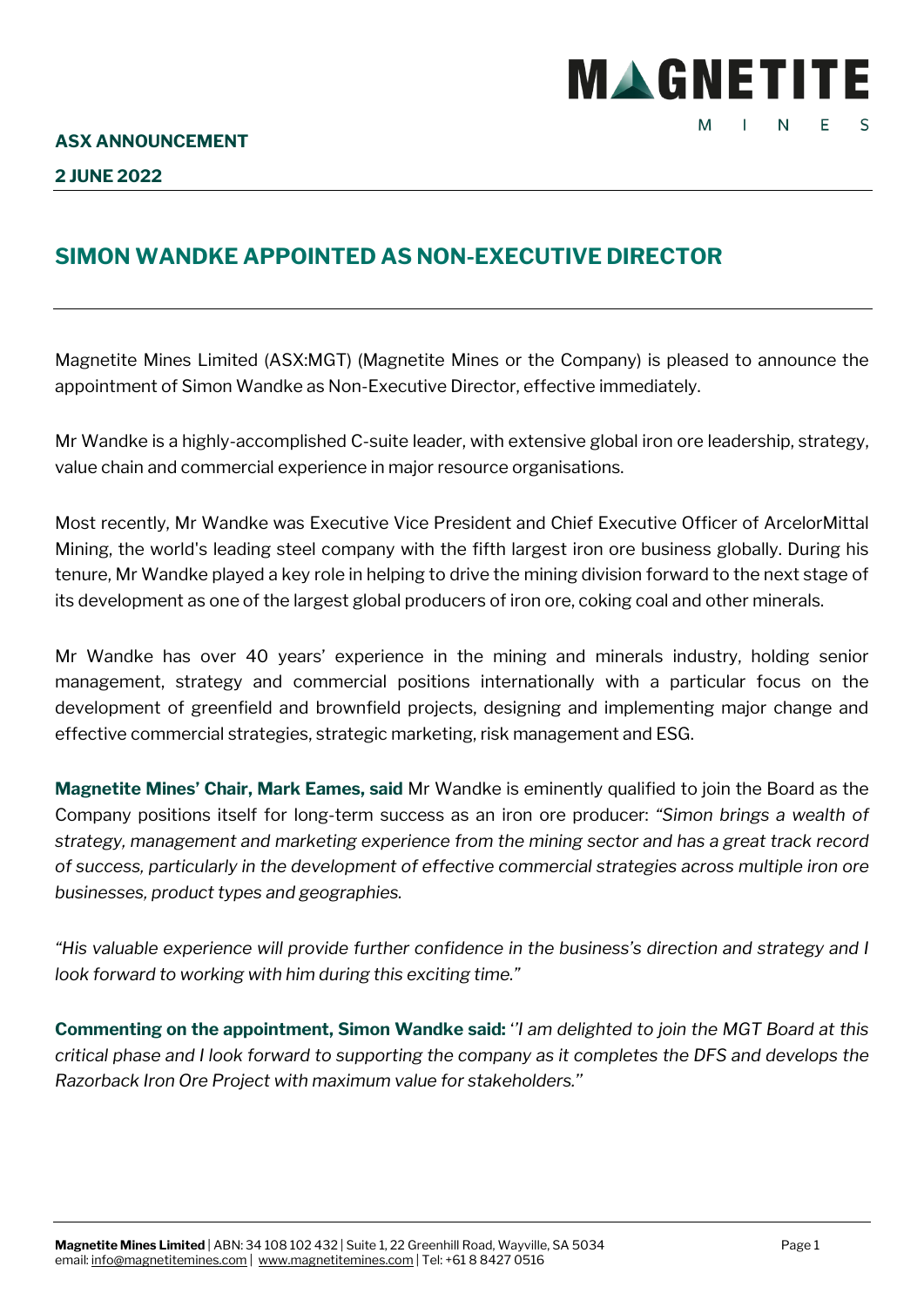**ASX ANNOUNCEMENT**

**2 JUNE 2022**

# SIMON WANDKE APPOINTED AS NON-EXECUTIVE DIRECTOR

Magnetite Mines Limited (ASX:MGT) (Magnetite Mines or the Company) is pleased to announce the appointment of Simon Wandke as Non-Executive Director, effective immediately.

Mr Wandke is a highly-accomplished C-suite leader, with extensive global iron ore leadership, strategy, value chain and commercial experience in major resource organisations.

Most recently, Mr Wandke was Executive Vice President and Chief Executive Officer of ArcelorMittal Mining, the world's leading steel company with the fifth largest iron ore business globally. During his tenure, Mr Wandke played a key role in helping to drive the mining division forward to the next stage of its development as one of the largest global producers of iron ore, coking coal and other minerals.

Mr Wandke has over 40 years' experience in the mining and minerals industry, holding senior management, strategy and commercial positions internationally with a particular focus on the development of greenfield and brownfield projects, designing and implementing major change and effective commercial strategies, strategic marketing, risk management and ESG.

**Magnetite Mines' Chair, Mark Eames, said** Mr Wandke is eminently qualified to join the Board as the Company positions itself for long-term success as an iron ore producer: *"Simon brings a wealth of strategy, management and marketing experience from the mining sector and has a great track record of success, particularly in the development of effective commercial strategies across multiple iron ore businesses, product types and geographies.*

*"His valuable experience will provide further confidence in the business's direction and strategy and I look forward to working with him during this exciting time."*

**Commenting on the appointment, Simon Wandke said:** *''I am delighted to join the MGT Board at this critical phase and I look forward to supporting the company as it completes the DFS and develops the Razorback Iron Ore Project with maximum value for stakeholders.''*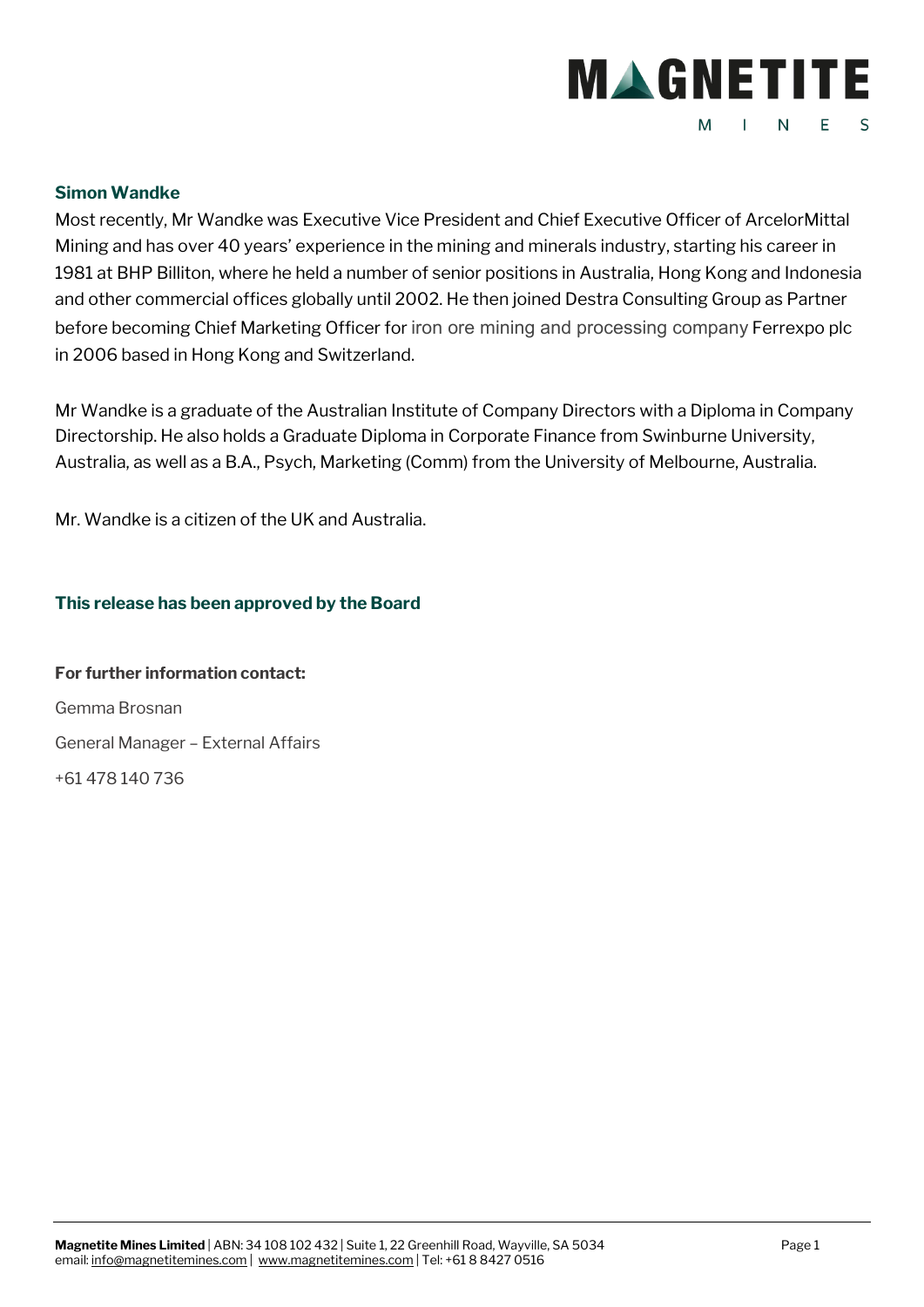### Simon Wandke

Most recently, Mr Wandke was Executive Vice President and Chief Executive Officer of ArcelorMittal Mining and has over 40 years' experience in the mining and minerals industry, starting his career in 1981 at BHP Billiton, where he held a number of senior positions in Australia, Hong Kong and Indonesia and other commercial offices globally until 2002. He then joined Destra Consulting Group as Partner before becoming Chief Marketing Officer for iron ore mining and processing company Ferrexpo plc in 2006 based in Hong Kong and Switzerland.

Mr Wandke is a graduate of the Australian Institute of Company Directors with a Diploma in Company Directorship. He also holds a Graduate Diploma in Corporate Finance from Swinburne University, Australia, as well as a B.A., Psych, Marketing (Comm) from the University of Melbourne, Australia.

Mr. Wandke is a citizen of the UK and Australia.

**This release has been approved by the Board**

**For further information contact:**

Gemma Brosnan

General Manager – External Affairs

+61 478 140 736